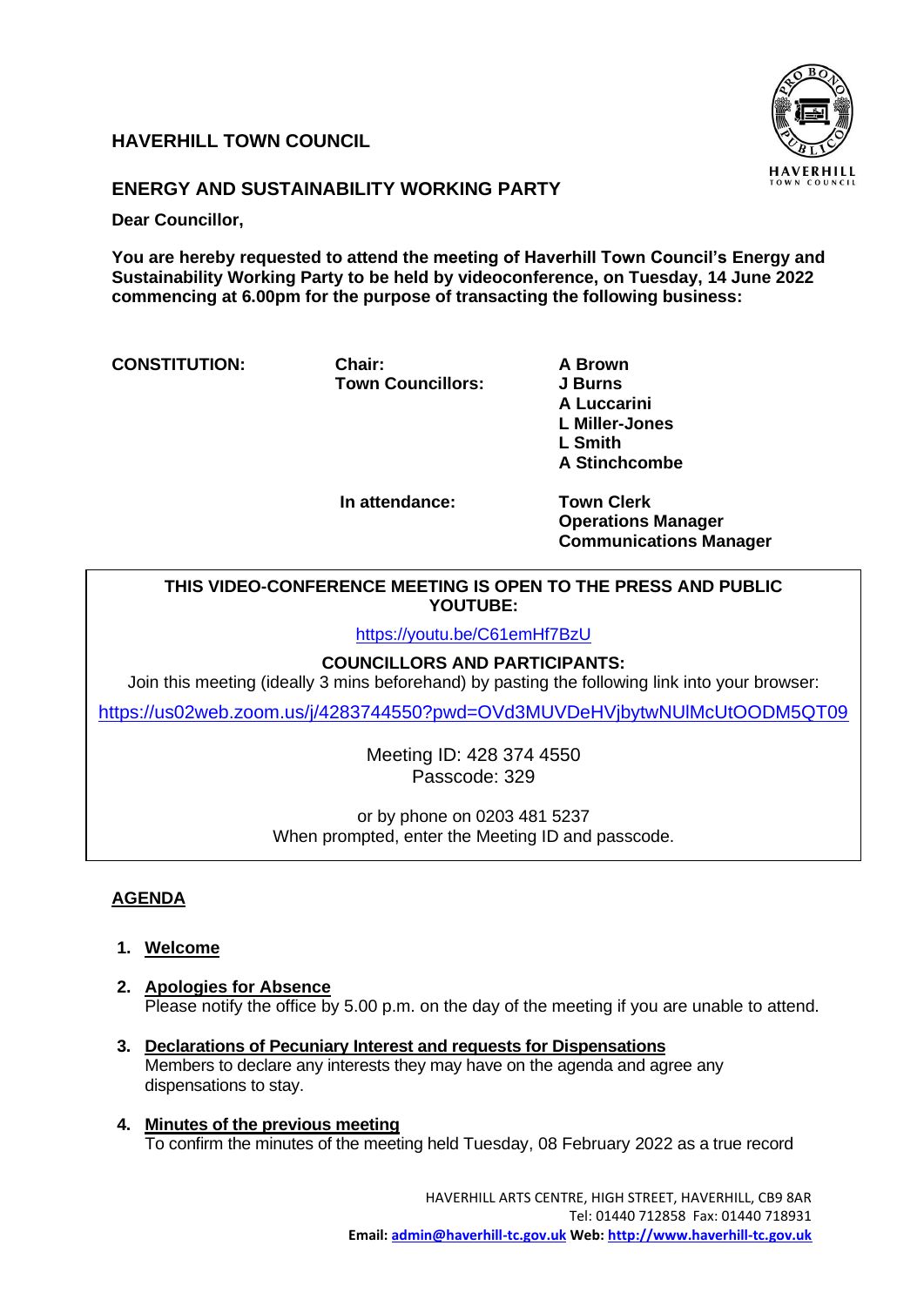# HAVERHILL TOWN COUNCIL

## ENERGY AND SUSTAINABILITY WORKING PARTY

**Dear Councillor,**

**You are hereby requested to attend the meeting of Haverhill Town Council's Energy and Sustainability Working Party to be held by videoconference, on Tuesday, 14 June 2022 commencing at 6.00pm for the purpose of transacting the following business:**

| **CONSTITUTION:** | **Chair:** | **A Brown** |
|---|---|---|
| | **Town Councillors:** | **J Burns** |
| | | **A Luccarini** |
| | | **L Miller-Jones** |
| | | **L Smith** |
| | | **A Stinchcombe** |
| | **In attendance:** | **Town Clerk** |
| | | **Operations Manager** |
| | | **Communications Manager** |

---

**THIS VIDEO-CONFERENCE MEETING IS OPEN TO THE PRESS AND PUBLIC**
**YOUTUBE:**

https://youtu.be/C61emHf7BzU

**COUNCILLORS AND PARTICIPANTS:**
Join this meeting (ideally 3 mins beforehand) by pasting the following link into your browser:

https://us02web.zoom.us/j/4283744550?pwd=OVd3MUVDeHVjbytwNUlMcUtOODM5QT09

Meeting ID: 428 374 4550
Passcode: 329

or by phone on 0203 481 5237
When prompted, enter the Meeting ID and passcode.

---

## AGENDA

1. **Welcome**

2. **Apologies for Absence**
   Please notify the office by 5.00 p.m. on the day of the meeting if you are unable to attend.

3. **Declarations of Pecuniary Interest and requests for Dispensations**
   Members to declare any interests they may have on the agenda and agree any dispensations to stay.

4. **Minutes of the previous meeting**
   To confirm the minutes of the meeting held Tuesday, 08 February 2022 as a true record

HAVERHILL ARTS CENTRE, HIGH STREET, HAVERHILL, CB9 8AR
Tel: 01440 712858 Fax: 01440 718931
**Email:** admin@haverhill-tc.gov.uk **Web:** http://www.haverhill-tc.gov.uk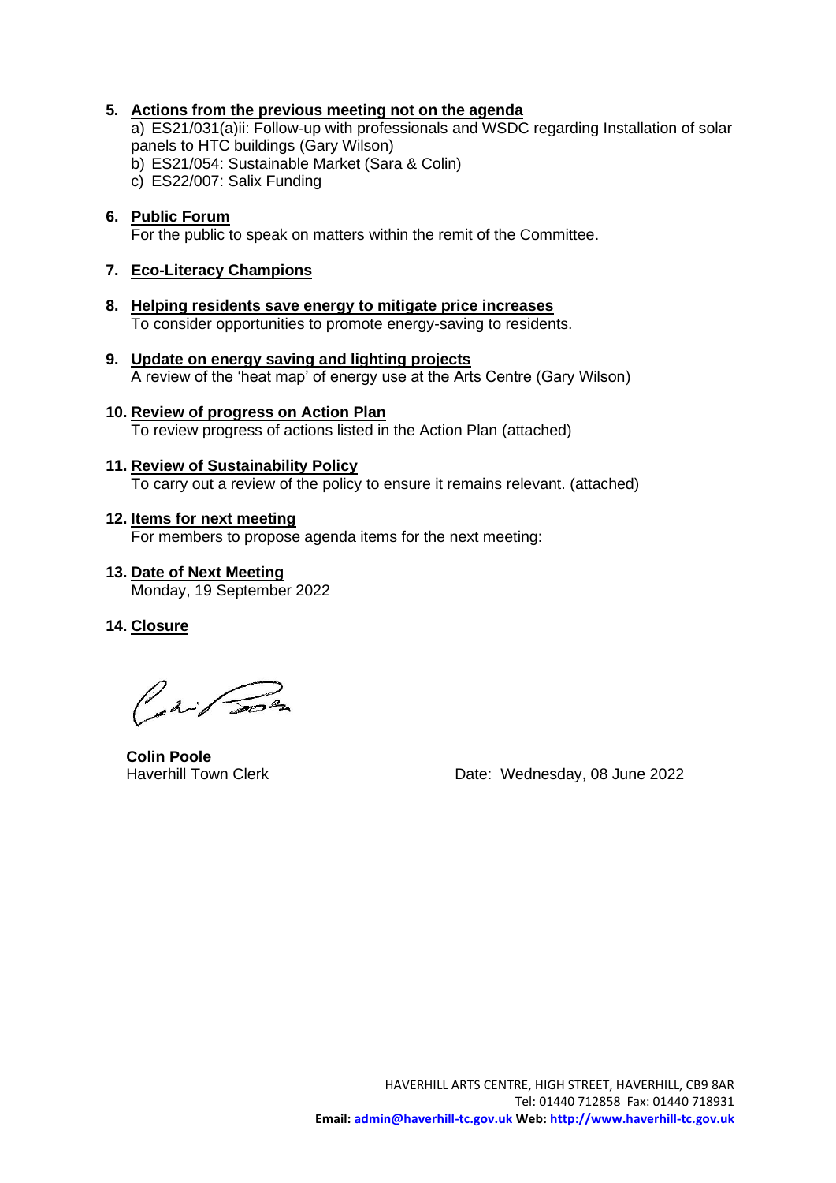5. **Actions from the previous meeting not on the agenda**
   a) ES21/031(a)ii: Follow-up with professionals and WSDC regarding Installation of solar panels to HTC buildings (Gary Wilson)
   b) ES21/054: Sustainable Market (Sara & Colin)
   c) ES22/007: Salix Funding

6. **Public Forum**
   For the public to speak on matters within the remit of the Committee.

7. **Eco-Literacy Champions**

8. **Helping residents save energy to mitigate price increases**
   To consider opportunities to promote energy-saving to residents.

9. **Update on energy saving and lighting projects**
   A review of the 'heat map' of energy use at the Arts Centre (Gary Wilson)

10. **Review of progress on Action Plan**
    To review progress of actions listed in the Action Plan (attached)

11. **Review of Sustainability Policy**
    To carry out a review of the policy to ensure it remains relevant. (attached)

12. **Items for next meeting**
    For members to propose agenda items for the next meeting:

13. **Date of Next Meeting**
    Monday, 19 September 2022

14. **Closure**

**Colin Poole**
Haverhill Town Clerk

Date: Wednesday, 08 June 2022

HAVERHILL ARTS CENTRE, HIGH STREET, HAVERHILL, CB9 8AR
Tel: 01440 712858 Fax: 01440 718931
**Email:** admin@haverhill-tc.gov.uk **Web:** http://www.haverhill-tc.gov.uk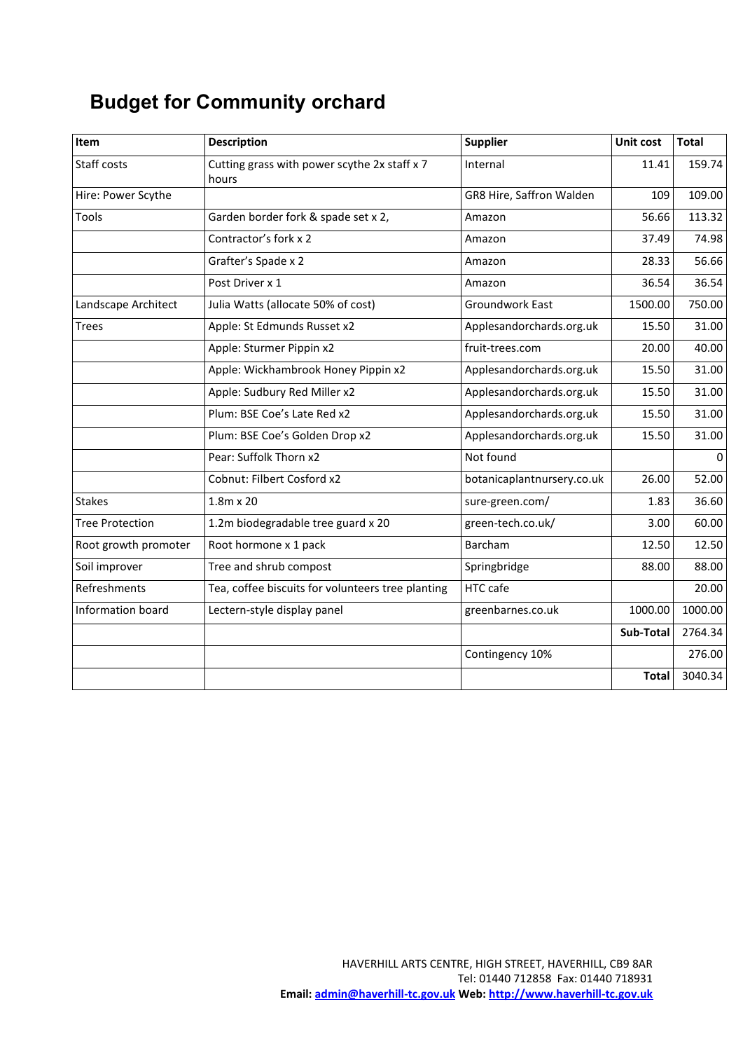# Budget for Community orchard

| Item | Description | Supplier | Unit cost | Total |
|---|---|---|---|---|
| Staff costs | Cutting grass with power scythe 2x staff x 7 hours | Internal | 11.41 | 159.74 |
| Hire: Power Scythe | | GR8 Hire, Saffron Walden | 109 | 109.00 |
| Tools | Garden border fork & spade set x 2, | Amazon | 56.66 | 113.32 |
| | Contractor's fork x 2 | Amazon | 37.49 | 74.98 |
| | Grafter's Spade x 2 | Amazon | 28.33 | 56.66 |
| | Post Driver x 1 | Amazon | 36.54 | 36.54 |
| Landscape Architect | Julia Watts (allocate 50% of cost) | Groundwork East | 1500.00 | 750.00 |
| Trees | Apple: St Edmunds Russet x2 | Applesandorchards.org.uk | 15.50 | 31.00 |
| | Apple: Sturmer Pippin x2 | fruit-trees.com | 20.00 | 40.00 |
| | Apple: Wickhambrook Honey Pippin x2 | Applesandorchards.org.uk | 15.50 | 31.00 |
| | Apple: Sudbury Red Miller x2 | Applesandorchards.org.uk | 15.50 | 31.00 |
| | Plum: BSE Coe's Late Red x2 | Applesandorchards.org.uk | 15.50 | 31.00 |
| | Plum: BSE Coe's Golden Drop x2 | Applesandorchards.org.uk | 15.50 | 31.00 |
| | Pear: Suffolk Thorn x2 | Not found | | 0 |
| | Cobnut: Filbert Cosford x2 | botanicaplantnursery.co.uk | 26.00 | 52.00 |
| Stakes | 1.8m x 20 | sure-green.com/ | 1.83 | 36.60 |
| Tree Protection | 1.2m biodegradable tree guard x 20 | green-tech.co.uk/ | 3.00 | 60.00 |
| Root growth promoter | Root hormone x 1 pack | Barcham | 12.50 | 12.50 |
| Soil improver | Tree and shrub compost | Springbridge | 88.00 | 88.00 |
| Refreshments | Tea, coffee biscuits for volunteers tree planting | HTC cafe | | 20.00 |
| Information board | Lectern-style display panel | greenbarnes.co.uk | 1000.00 | 1000.00 |
| | | | **Sub-Total** | 2764.34 |
| | | Contingency 10% | | 276.00 |
| | | | **Total** | 3040.34 |

HAVERHILL ARTS CENTRE, HIGH STREET, HAVERHILL, CB9 8AR
Tel: 01440 712858 Fax: 01440 718931
**Email:** admin@haverhill-tc.gov.uk **Web:** http://www.haverhill-tc.gov.uk